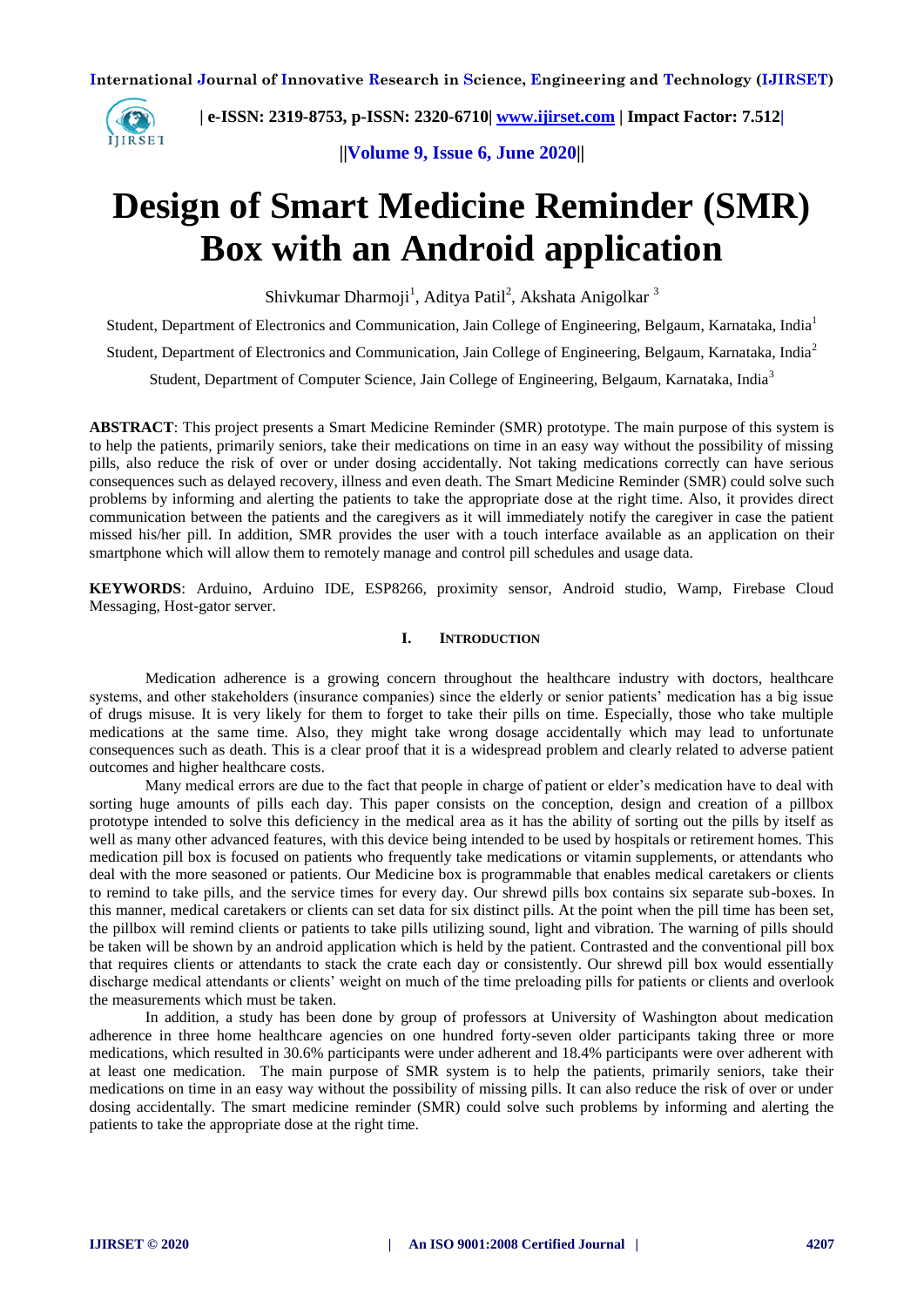# Design of Smart Medicine Reminder (SMR) Box with an Android application

Shivkumar Dharmoji[1], Aditya Patil[2], Akshata Anigolkar [3]

Student, Department of Electronics and Communication, Jain College of Engineering, Belgaum, Karnataka, India[1]

Student, Department of Electronics and Communication, Jain College of Engineering, Belgaum, Karnataka, India[2]

Student, Department of Computer Science, Jain College of Engineering, Belgaum, Karnataka, India[3]

**ABSTRACT**: This project presents a Smart Medicine Reminder (SMR) prototype. The main purpose of this system is to help the patients, primarily seniors, take their medications on time in an easy way without the possibility of missing pills, also reduce the risk of over or under dosing accidentally. Not taking medications correctly can have serious consequences such as delayed recovery, illness and even death. The Smart Medicine Reminder (SMR) could solve such problems by informing and alerting the patients to take the appropriate dose at the right time. Also, it provides direct communication between the patients and the caregivers as it will immediately notify the caregiver in case the patient missed his/her pill. In addition, SMR provides the user with a touch interface available as an application on their smartphone which will allow them to remotely manage and control pill schedules and usage data.

**KEYWORDS**: Arduino, Arduino IDE, ESP8266, proximity sensor, Android studio, Wamp, Firebase Cloud Messaging, Host-gator server.

## I. Introduction

Medication adherence is a growing concern throughout the healthcare industry with doctors, healthcare systems, and other stakeholders (insurance companies) since the elderly or senior patients' medication has a big issue of drugs misuse. It is very likely for them to forget to take their pills on time. Especially, those who take multiple medications at the same time. Also, they might take wrong dosage accidentally which may lead to unfortunate consequences such as death. This is a clear proof that it is a widespread problem and clearly related to adverse patient outcomes and higher healthcare costs.

Many medical errors are due to the fact that people in charge of patient or elder's medication have to deal with sorting huge amounts of pills each day. This paper consists on the conception, design and creation of a pillbox prototype intended to solve this deficiency in the medical area as it has the ability of sorting out the pills by itself as well as many other advanced features, with this device being intended to be used by hospitals or retirement homes. This medication pill box is focused on patients who frequently take medications or vitamin supplements, or attendants who deal with the more seasoned or patients. Our Medicine box is programmable that enables medical caretakers or clients to remind to take pills, and the service times for every day. Our shrewd pills box contains six separate sub-boxes. In this manner, medical caretakers or clients can set data for six distinct pills. At the point when the pill time has been set, the pillbox will remind clients or patients to take pills utilizing sound, light and vibration. The warning of pills should be taken will be shown by an android application which is held by the patient. Contrasted and the conventional pill box that requires clients or attendants to stack the crate each day or consistently. Our shrewd pill box would essentially discharge medical attendants or clients' weight on much of the time preloading pills for patients or clients and overlook the measurements which must be taken.

In addition, a study has been done by group of professors at University of Washington about medication adherence in three home healthcare agencies on one hundred forty-seven older participants taking three or more medications, which resulted in 30.6% participants were under adherent and 18.4% participants were over adherent with at least one medication. The main purpose of SMR system is to help the patients, primarily seniors, take their medications on time in an easy way without the possibility of missing pills. It can also reduce the risk of over or under dosing accidentally. The smart medicine reminder (SMR) could solve such problems by informing and alerting the patients to take the appropriate dose at the right time.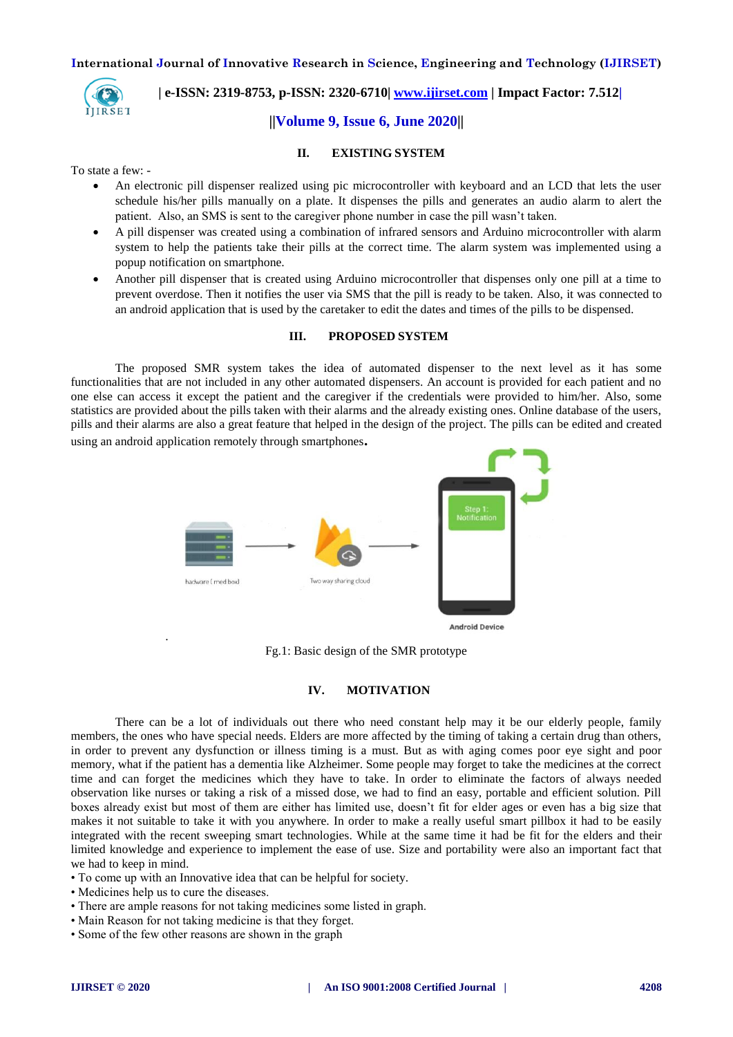## II. EXISTING SYSTEM

To state a few: -

- An electronic pill dispenser realized using pic microcontroller with keyboard and an LCD that lets the user schedule his/her pills manually on a plate. It dispenses the pills and generates an audio alarm to alert the patient. Also, an SMS is sent to the caregiver phone number in case the pill wasn't taken.
- A pill dispenser was created using a combination of infrared sensors and Arduino microcontroller with alarm system to help the patients take their pills at the correct time. The alarm system was implemented using a popup notification on smartphone.
- Another pill dispenser that is created using Arduino microcontroller that dispenses only one pill at a time to prevent overdose. Then it notifies the user via SMS that the pill is ready to be taken. Also, it was connected to an android application that is used by the caretaker to edit the dates and times of the pills to be dispensed.

## III. PROPOSED SYSTEM

The proposed SMR system takes the idea of automated dispenser to the next level as it has some functionalities that are not included in any other automated dispensers. An account is provided for each patient and no one else can access it except the patient and the caregiver if the credentials were provided to him/her. Also, some statistics are provided about the pills taken with their alarms and the already existing ones. Online database of the users, pills and their alarms are also a great feature that helped in the design of the project. The pills can be edited and created using an android application remotely through smartphones.

hadware ( med box) → Two way sharing cloud → Step 1: Notification — Android Device

Fg.1: Basic design of the SMR prototype

## IV. MOTIVATION

There can be a lot of individuals out there who need constant help may it be our elderly people, family members, the ones who have special needs. Elders are more affected by the timing of taking a certain drug than others, in order to prevent any dysfunction or illness timing is a must. But as with aging comes poor eye sight and poor memory, what if the patient has a dementia like Alzheimer. Some people may forget to take the medicines at the correct time and can forget the medicines which they have to take. In order to eliminate the factors of always needed observation like nurses or taking a risk of a missed dose, we had to find an easy, portable and efficient solution. Pill boxes already exist but most of them are either has limited use, doesn't fit for elder ages or even has a big size that makes it not suitable to take it with you anywhere. In order to make a really useful smart pillbox it had to be easily integrated with the recent sweeping smart technologies. While at the same time it had be fit for the elders and their limited knowledge and experience to implement the ease of use. Size and portability were also an important fact that we had to keep in mind.

- To come up with an Innovative idea that can be helpful for society.
- Medicines help us to cure the diseases.
- There are ample reasons for not taking medicines some listed in graph.
- Main Reason for not taking medicine is that they forget.
- Some of the few other reasons are shown in the graph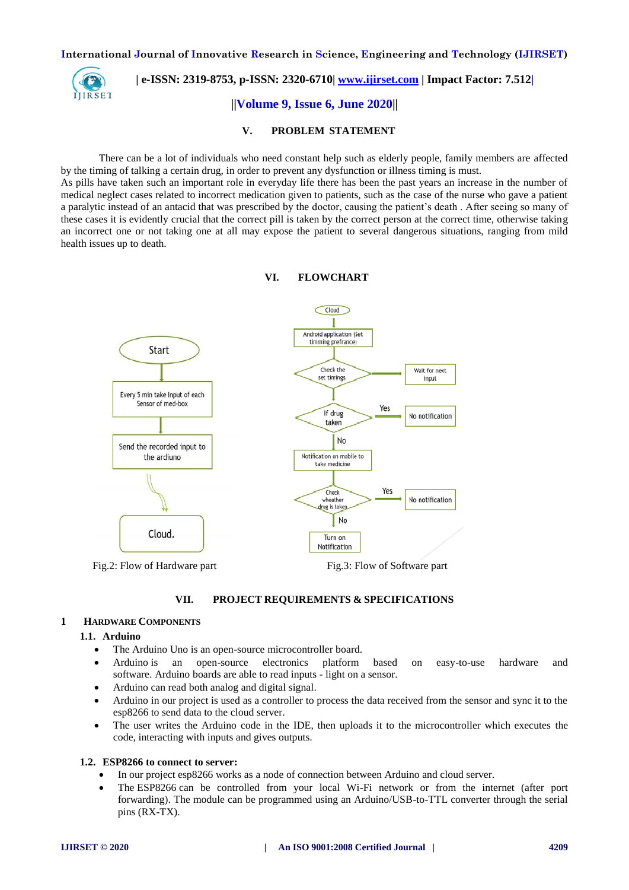## V. PROBLEM STATEMENT

There can be a lot of individuals who need constant help such as elderly people, family members are affected by the timing of talking a certain drug, in order to prevent any dysfunction or illness timing is must.
As pills have taken such an important role in everyday life there has been the past years an increase in the number of medical neglect cases related to incorrect medication given to patients, such as the case of the nurse who gave a patient a paralytic instead of an antacid that was prescribed by the doctor, causing the patient's death . After seeing so many of these cases it is evidently crucial that the correct pill is taken by the correct person at the correct time, otherwise taking an incorrect one or not taking one at all may expose the patient to several dangerous situations, ranging from mild health issues up to death.

## VI. FLOWCHART

Fig.2: Flow of Hardware part

Fig.3: Flow of Software part

## VII. PROJECT REQUIREMENTS & SPECIFICATIONS

### 1 HARDWARE COMPONENTS

#### 1.1. Arduino

- The Arduino Uno is an open-source microcontroller board.
- Arduino is an open-source electronics platform based on easy-to-use hardware and software. Arduino boards are able to read inputs - light on a sensor.
- Arduino can read both analog and digital signal.
- Arduino in our project is used as a controller to process the data received from the sensor and sync it to the esp8266 to send data to the cloud server.
- The user writes the Arduino code in the IDE, then uploads it to the microcontroller which executes the code, interacting with inputs and gives outputs.

#### 1.2. ESP8266 to connect to server:

- In our project esp8266 works as a node of connection between Arduino and cloud server.
- The ESP8266 can be controlled from your local Wi-Fi network or from the internet (after port forwarding). The module can be programmed using an Arduino/USB-to-TTL converter through the serial pins (RX-TX).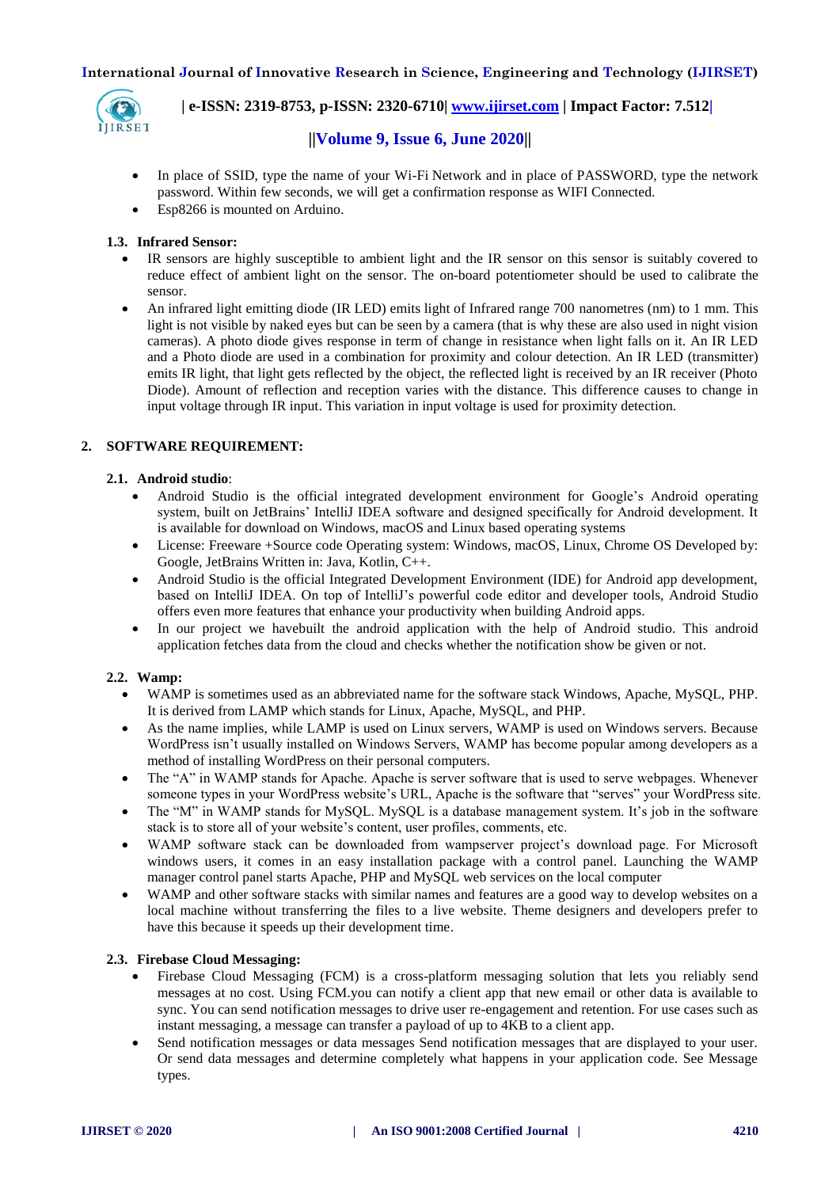- In place of SSID, type the name of your Wi-Fi Network and in place of PASSWORD, type the network password. Within few seconds, we will get a confirmation response as WIFI Connected.
- Esp8266 is mounted on Arduino.

### 1.3. Infrared Sensor:

- IR sensors are highly susceptible to ambient light and the IR sensor on this sensor is suitably covered to reduce effect of ambient light on the sensor. The on-board potentiometer should be used to calibrate the sensor.
- An infrared light emitting diode (IR LED) emits light of Infrared range 700 nanometres (nm) to 1 mm. This light is not visible by naked eyes but can be seen by a camera (that is why these are also used in night vision cameras). A photo diode gives response in term of change in resistance when light falls on it. An IR LED and a Photo diode are used in a combination for proximity and colour detection. An IR LED (transmitter) emits IR light, that light gets reflected by the object, the reflected light is received by an IR receiver (Photo Diode). Amount of reflection and reception varies with the distance. This difference causes to change in input voltage through IR input. This variation in input voltage is used for proximity detection.

## 2. SOFTWARE REQUIREMENT:

### 2.1. Android studio:

- Android Studio is the official integrated development environment for Google's Android operating system, built on JetBrains' IntelliJ IDEA software and designed specifically for Android development. It is available for download on Windows, macOS and Linux based operating systems
- License: Freeware +Source code Operating system: Windows, macOS, Linux, Chrome OS Developed by: Google, JetBrains Written in: Java, Kotlin, C++.
- Android Studio is the official Integrated Development Environment (IDE) for Android app development, based on IntelliJ IDEA. On top of IntelliJ's powerful code editor and developer tools, Android Studio offers even more features that enhance your productivity when building Android apps.
- In our project we havebuilt the android application with the help of Android studio. This android application fetches data from the cloud and checks whether the notification show be given or not.

### 2.2. Wamp:

- WAMP is sometimes used as an abbreviated name for the software stack Windows, Apache, MySQL, PHP. It is derived from LAMP which stands for Linux, Apache, MySQL, and PHP.
- As the name implies, while LAMP is used on Linux servers, WAMP is used on Windows servers. Because WordPress isn't usually installed on Windows Servers, WAMP has become popular among developers as a method of installing WordPress on their personal computers.
- The "A" in WAMP stands for Apache. Apache is server software that is used to serve webpages. Whenever someone types in your WordPress website's URL, Apache is the software that "serves" your WordPress site.
- The "M" in WAMP stands for MySQL. MySQL is a database management system. It's job in the software stack is to store all of your website's content, user profiles, comments, etc.
- WAMP software stack can be downloaded from wampserver project's download page. For Microsoft windows users, it comes in an easy installation package with a control panel. Launching the WAMP manager control panel starts Apache, PHP and MySQL web services on the local computer
- WAMP and other software stacks with similar names and features are a good way to develop websites on a local machine without transferring the files to a live website. Theme designers and developers prefer to have this because it speeds up their development time.

### 2.3. Firebase Cloud Messaging:

- Firebase Cloud Messaging (FCM) is a cross-platform messaging solution that lets you reliably send messages at no cost. Using FCM.you can notify a client app that new email or other data is available to sync. You can send notification messages to drive user re-engagement and retention. For use cases such as instant messaging, a message can transfer a payload of up to 4KB to a client app.
- Send notification messages or data messages Send notification messages that are displayed to your user. Or send data messages and determine completely what happens in your application code. See Message types.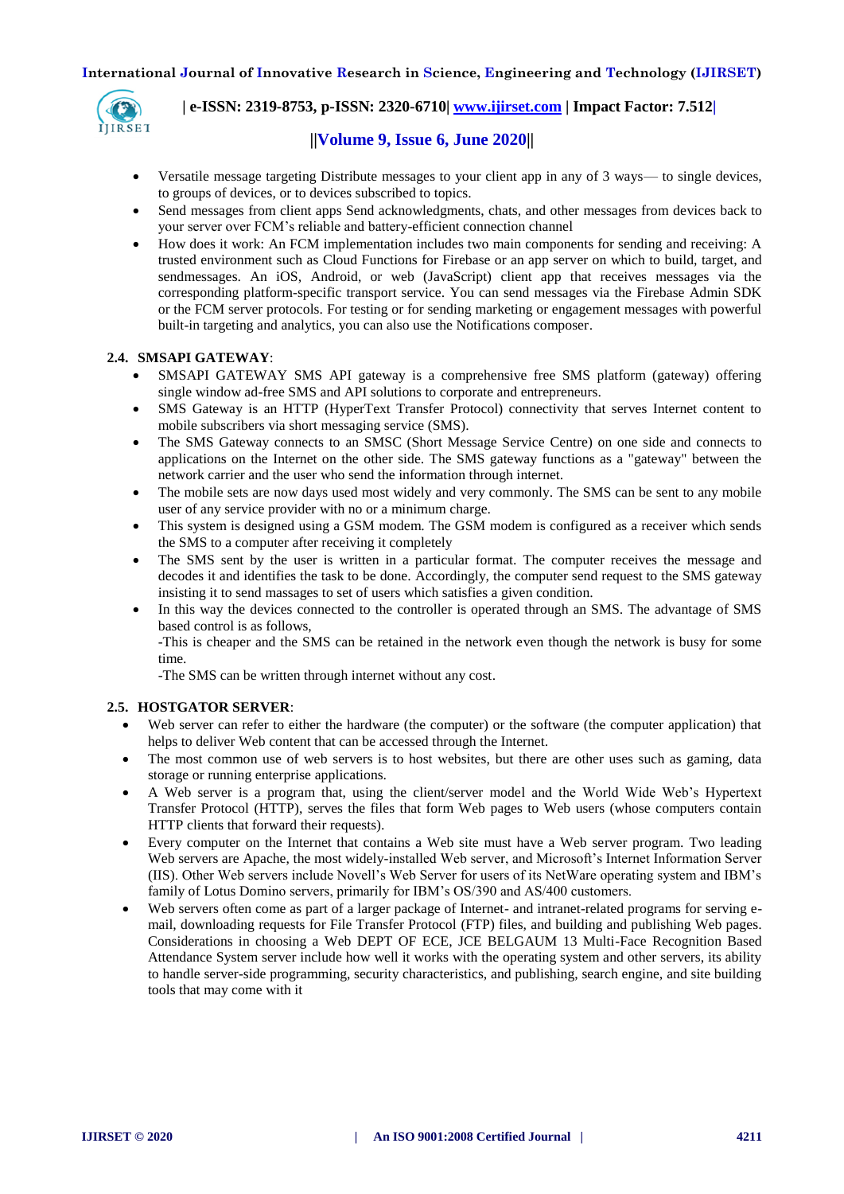- Versatile message targeting Distribute messages to your client app in any of 3 ways— to single devices, to groups of devices, or to devices subscribed to topics.
- Send messages from client apps Send acknowledgments, chats, and other messages from devices back to your server over FCM's reliable and battery-efficient connection channel
- How does it work: An FCM implementation includes two main components for sending and receiving: A trusted environment such as Cloud Functions for Firebase or an app server on which to build, target, and sendmessages. An iOS, Android, or web (JavaScript) client app that receives messages via the corresponding platform-specific transport service. You can send messages via the Firebase Admin SDK or the FCM server protocols. For testing or for sending marketing or engagement messages with powerful built-in targeting and analytics, you can also use the Notifications composer.

### 2.4. SMSAPI GATEWAY:

- SMSAPI GATEWAY SMS API gateway is a comprehensive free SMS platform (gateway) offering single window ad-free SMS and API solutions to corporate and entrepreneurs.
- SMS Gateway is an HTTP (HyperText Transfer Protocol) connectivity that serves Internet content to mobile subscribers via short messaging service (SMS).
- The SMS Gateway connects to an SMSC (Short Message Service Centre) on one side and connects to applications on the Internet on the other side. The SMS gateway functions as a "gateway" between the network carrier and the user who send the information through internet.
- The mobile sets are now days used most widely and very commonly. The SMS can be sent to any mobile user of any service provider with no or a minimum charge.
- This system is designed using a GSM modem. The GSM modem is configured as a receiver which sends the SMS to a computer after receiving it completely
- The SMS sent by the user is written in a particular format. The computer receives the message and decodes it and identifies the task to be done. Accordingly, the computer send request to the SMS gateway insisting it to send massages to set of users which satisfies a given condition.
- In this way the devices connected to the controller is operated through an SMS. The advantage of SMS based control is as follows,
  -This is cheaper and the SMS can be retained in the network even though the network is busy for some time.
  -The SMS can be written through internet without any cost.

### 2.5. HOSTGATOR SERVER:

- Web server can refer to either the hardware (the computer) or the software (the computer application) that helps to deliver Web content that can be accessed through the Internet.
- The most common use of web servers is to host websites, but there are other uses such as gaming, data storage or running enterprise applications.
- A Web server is a program that, using the client/server model and the World Wide Web's Hypertext Transfer Protocol (HTTP), serves the files that form Web pages to Web users (whose computers contain HTTP clients that forward their requests).
- Every computer on the Internet that contains a Web site must have a Web server program. Two leading Web servers are Apache, the most widely-installed Web server, and Microsoft's Internet Information Server (IIS). Other Web servers include Novell's Web Server for users of its NetWare operating system and IBM's family of Lotus Domino servers, primarily for IBM's OS/390 and AS/400 customers.
- Web servers often come as part of a larger package of Internet- and intranet-related programs for serving e-mail, downloading requests for File Transfer Protocol (FTP) files, and building and publishing Web pages. Considerations in choosing a Web DEPT OF ECE, JCE BELGAUM 13 Multi-Face Recognition Based Attendance System server include how well it works with the operating system and other servers, its ability to handle server-side programming, security characteristics, and publishing, search engine, and site building tools that may come with it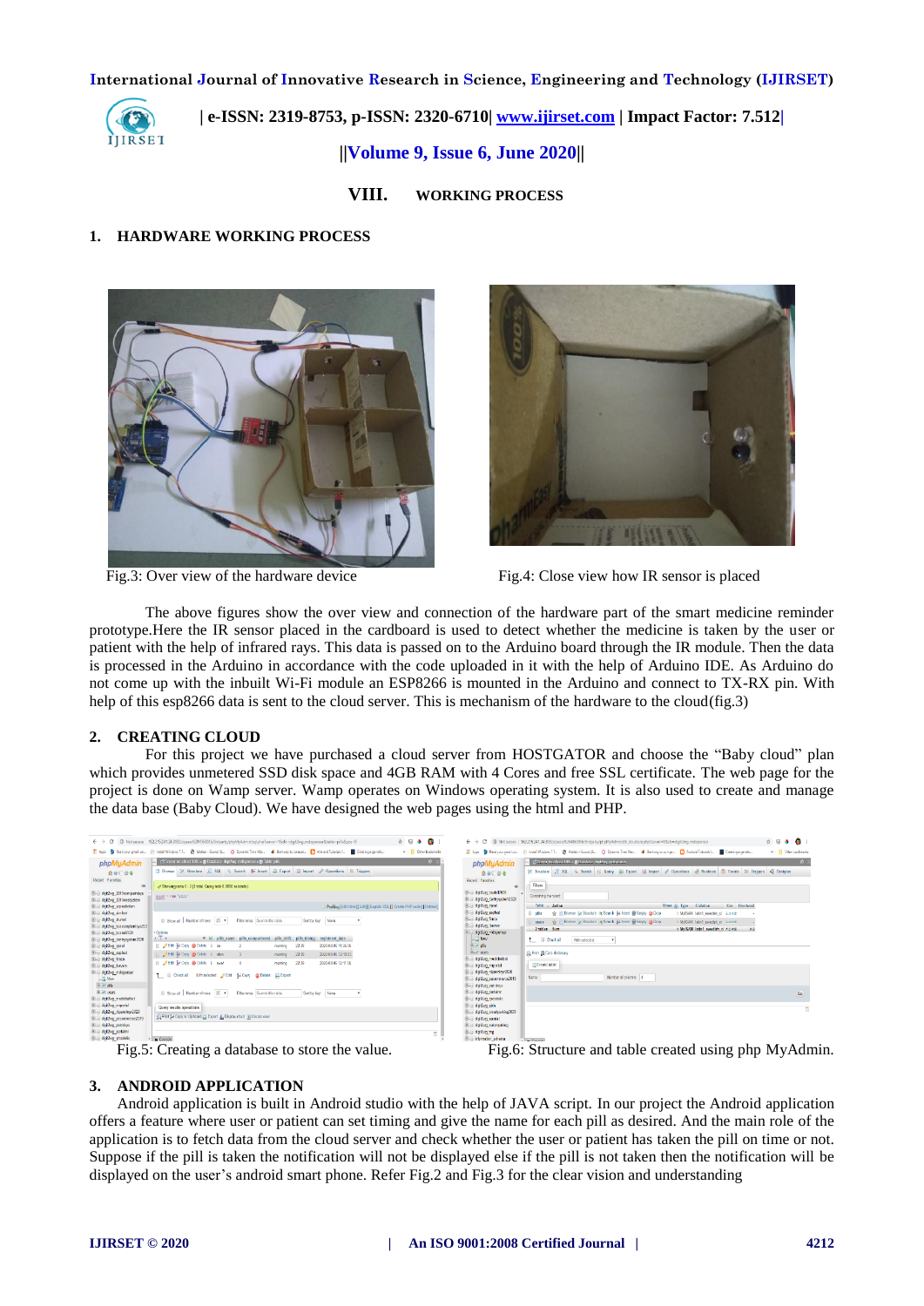## VIII. WORKING PROCESS

### 1. HARDWARE WORKING PROCESS

Fig.3: Over view of the hardware device

Fig.4: Close view how IR sensor is placed

The above figures show the over view and connection of the hardware part of the smart medicine reminder prototype.Here the IR sensor placed in the cardboard is used to detect whether the medicine is taken by the user or patient with the help of infrared rays. This data is passed on to the Arduino board through the IR module. Then the data is processed in the Arduino in accordance with the code uploaded in it with the help of Arduino IDE. As Arduino do not come up with the inbuilt Wi-Fi module an ESP8266 is mounted in the Arduino and connect to TX-RX pin. With help of this esp8266 data is sent to the cloud server. This is mechanism of the hardware to the cloud(fig.3)

### 2. CREATING CLOUD

For this project we have purchased a cloud server from HOSTGATOR and choose the "Baby cloud" plan which provides unmetered SSD disk space and 4GB RAM with 4 Cores and free SSL certificate. The web page for the project is done on Wamp server. Wamp operates on Windows operating system. It is also used to create and manage the data base (Baby Cloud). We have designed the web pages using the html and PHP.

Fig.5: Creating a database to store the value.

Fig.6: Structure and table created using php MyAdmin.

### 3. ANDROID APPLICATION

Android application is built in Android studio with the help of JAVA script. In our project the Android application offers a feature where user or patient can set timing and give the name for each pill as desired. And the main role of the application is to fetch data from the cloud server and check whether the user or patient has taken the pill on time or not. Suppose if the pill is taken the notification will not be displayed else if the pill is not taken then the notification will be displayed on the user's android smart phone. Refer Fig.2 and Fig.3 for the clear vision and understanding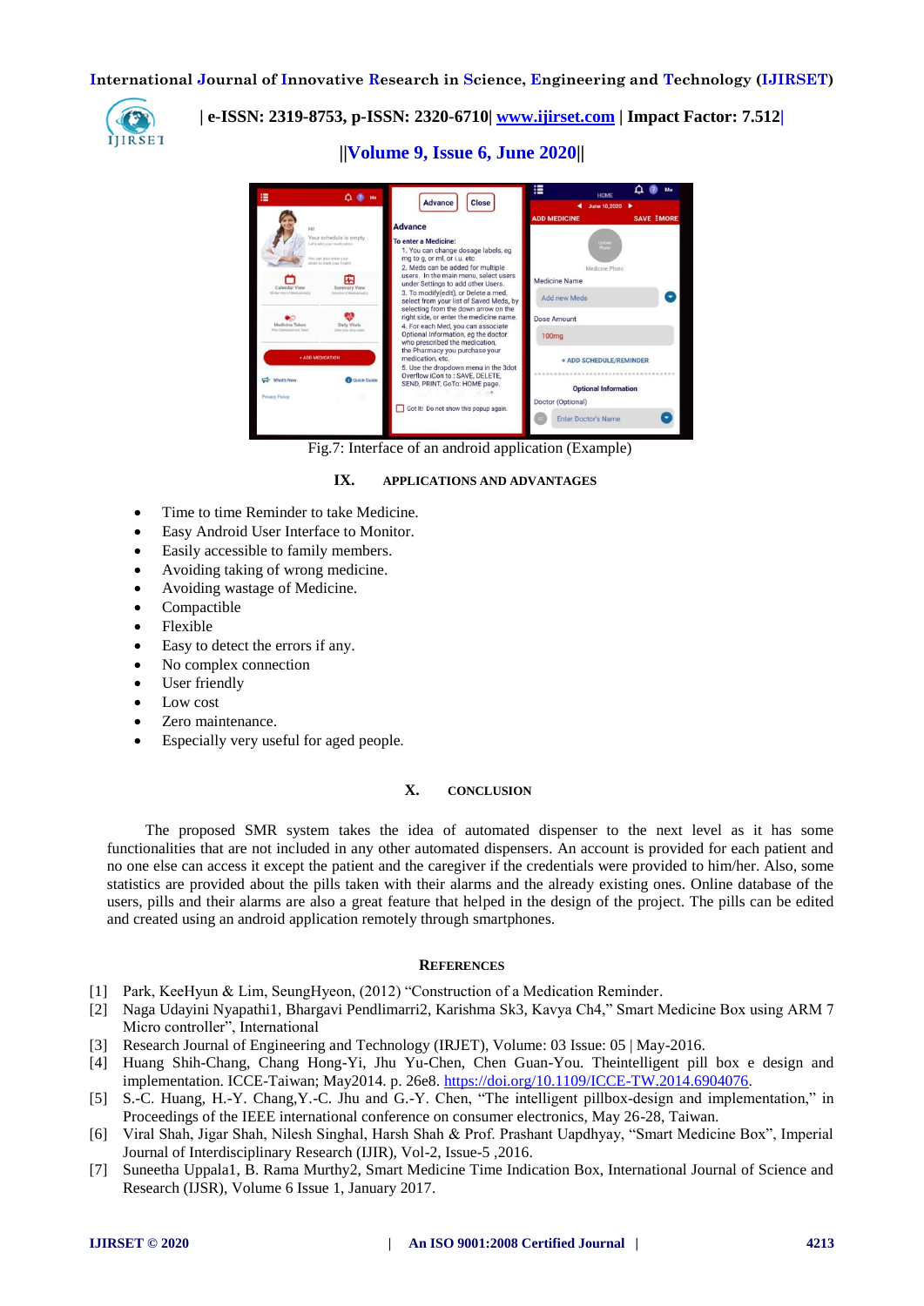Fig.7: Interface of an android application (Example)

## IX. APPLICATIONS AND ADVANTAGES

- Time to time Reminder to take Medicine.
- Easy Android User Interface to Monitor.
- Easily accessible to family members.
- Avoiding taking of wrong medicine.
- Avoiding wastage of Medicine.
- Compactible
- Flexible
- Easy to detect the errors if any.
- No complex connection
- User friendly
- Low cost
- Zero maintenance.
- Especially very useful for aged people.

## X. CONCLUSION

The proposed SMR system takes the idea of automated dispenser to the next level as it has some functionalities that are not included in any other automated dispensers. An account is provided for each patient and no one else can access it except the patient and the caregiver if the credentials were provided to him/her. Also, some statistics are provided about the pills taken with their alarms and the already existing ones. Online database of the users, pills and their alarms are also a great feature that helped in the design of the project. The pills can be edited and created using an android application remotely through smartphones.

## REFERENCES

[1] Park, KeeHyun & Lim, SeungHyeon, (2012) "Construction of a Medication Reminder.

[2] Naga Udayini Nyapathi1, Bhargavi Pendlimarri2, Karishma Sk3, Kavya Ch4," Smart Medicine Box using ARM 7 Micro controller", International

[3] Research Journal of Engineering and Technology (IRJET), Volume: 03 Issue: 05 | May-2016.

[4] Huang Shih-Chang, Chang Hong-Yi, Jhu Yu-Chen, Chen Guan-You. Theintelligent pill box e design and implementation. ICCE-Taiwan; May2014. p. 26e8. https://doi.org/10.1109/ICCE-TW.2014.6904076.

[5] S.-C. Huang, H.-Y. Chang,Y.-C. Jhu and G.-Y. Chen, "The intelligent pillbox-design and implementation," in Proceedings of the IEEE international conference on consumer electronics, May 26-28, Taiwan.

[6] Viral Shah, Jigar Shah, Nilesh Singhal, Harsh Shah & Prof. Prashant Uapdhyay, "Smart Medicine Box", Imperial Journal of Interdisciplinary Research (IJIR), Vol-2, Issue-5 ,2016.

[7] Suneetha Uppala1, B. Rama Murthy2, Smart Medicine Time Indication Box, International Journal of Science and Research (IJSR), Volume 6 Issue 1, January 2017.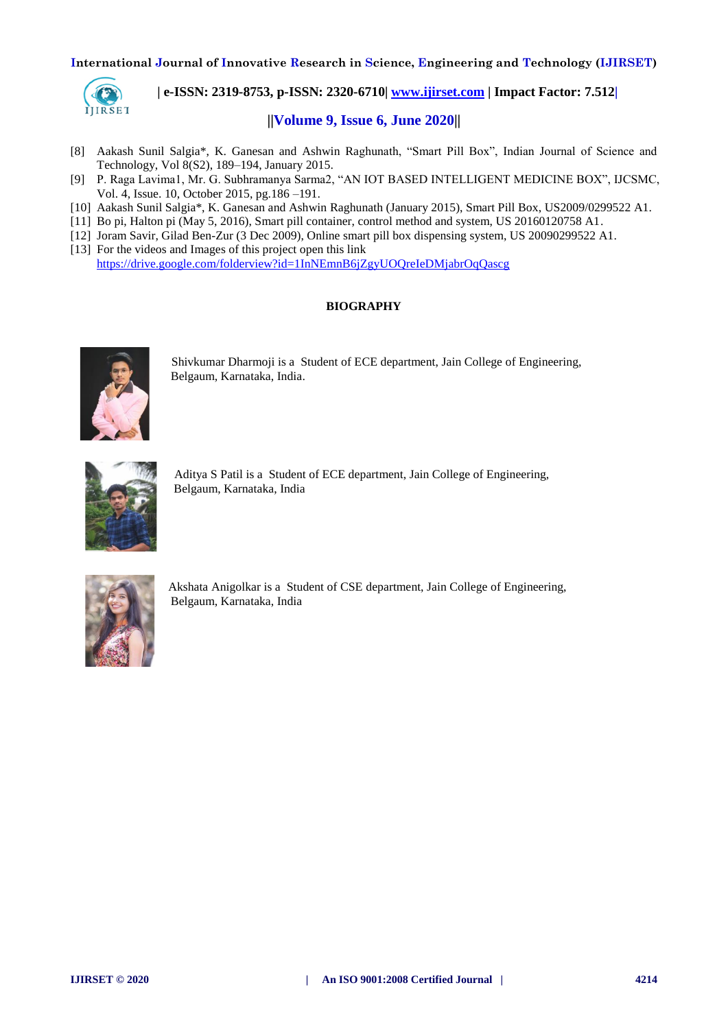[8] Aakash Sunil Salgia*, K. Ganesan and Ashwin Raghunath, "Smart Pill Box", Indian Journal of Science and Technology, Vol 8(S2), 189–194, January 2015.

[9] P. Raga Lavima1, Mr. G. Subhramanya Sarma2, "AN IOT BASED INTELLIGENT MEDICINE BOX", IJCSMC, Vol. 4, Issue. 10, October 2015, pg.186 –191.

[10] Aakash Sunil Salgia*, K. Ganesan and Ashwin Raghunath (January 2015), Smart Pill Box, US2009/0299522 A1.

[11] Bo pi, Halton pi (May 5, 2016), Smart pill container, control method and system, US 20160120758 A1.

[12] Joram Savir, Gilad Ben-Zur (3 Dec 2009), Online smart pill box dispensing system, US 20090299522 A1.

[13] For the videos and Images of this project open this link https://drive.google.com/folderview?id=1InNEmnB6jZgyUOQreIeDMjabrOqQascg

**BIOGRAPHY**

Shivkumar Dharmoji is a Student of ECE department, Jain College of Engineering, Belgaum, Karnataka, India.

Aditya S Patil is a Student of ECE department, Jain College of Engineering, Belgaum, Karnataka, India

Akshata Anigolkar is a Student of CSE department, Jain College of Engineering, Belgaum, Karnataka, India